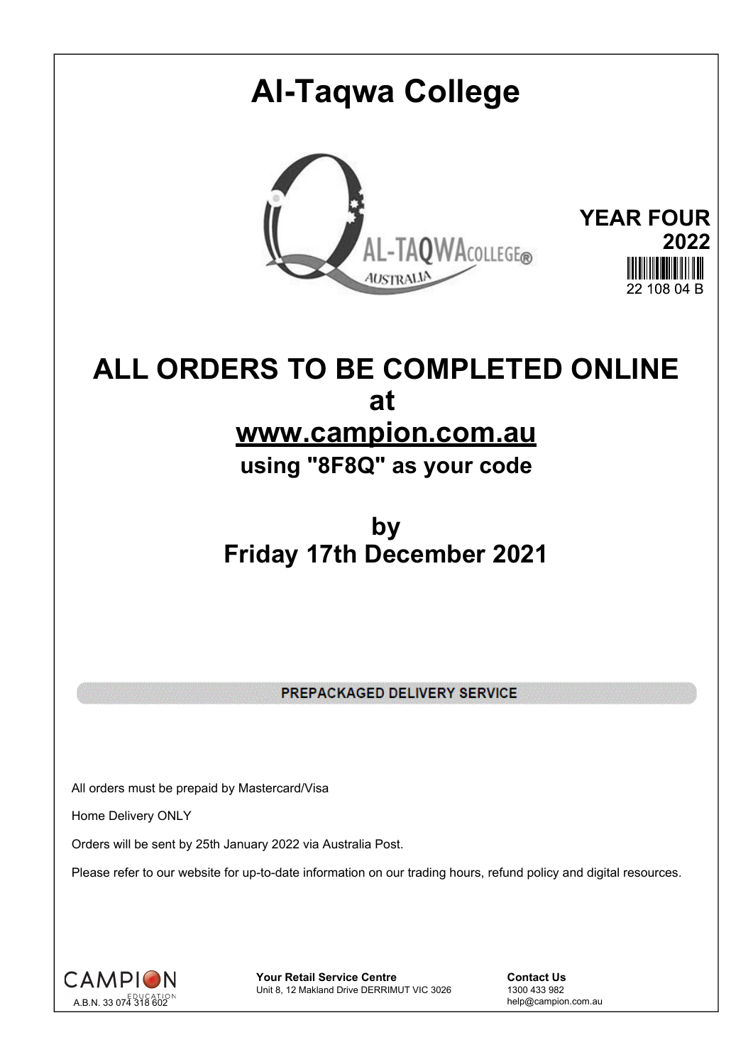# Al-Taqwa College

**YEAR FOUR**
**2022**
22 108 04 B

## ALL ORDERS TO BE COMPLETED ONLINE
## at
## www.campion.com.au
### using "8F8Q" as your code

## by
## Friday 17th December 2021

**PREPACKAGED DELIVERY SERVICE**

All orders must be prepaid by Mastercard/Visa

Home Delivery ONLY

Orders will be sent by 25th January 2022 via Australia Post.

Please refer to our website for up-to-date information on our trading hours, refund policy and digital resources.

CAMPION EDUCATION
A.B.N. 33 074 318 602

**Your Retail Service Centre**
Unit 8, 12 Makland Drive DERRIMUT VIC 3026

**Contact Us**
1300 433 982
help@campion.com.au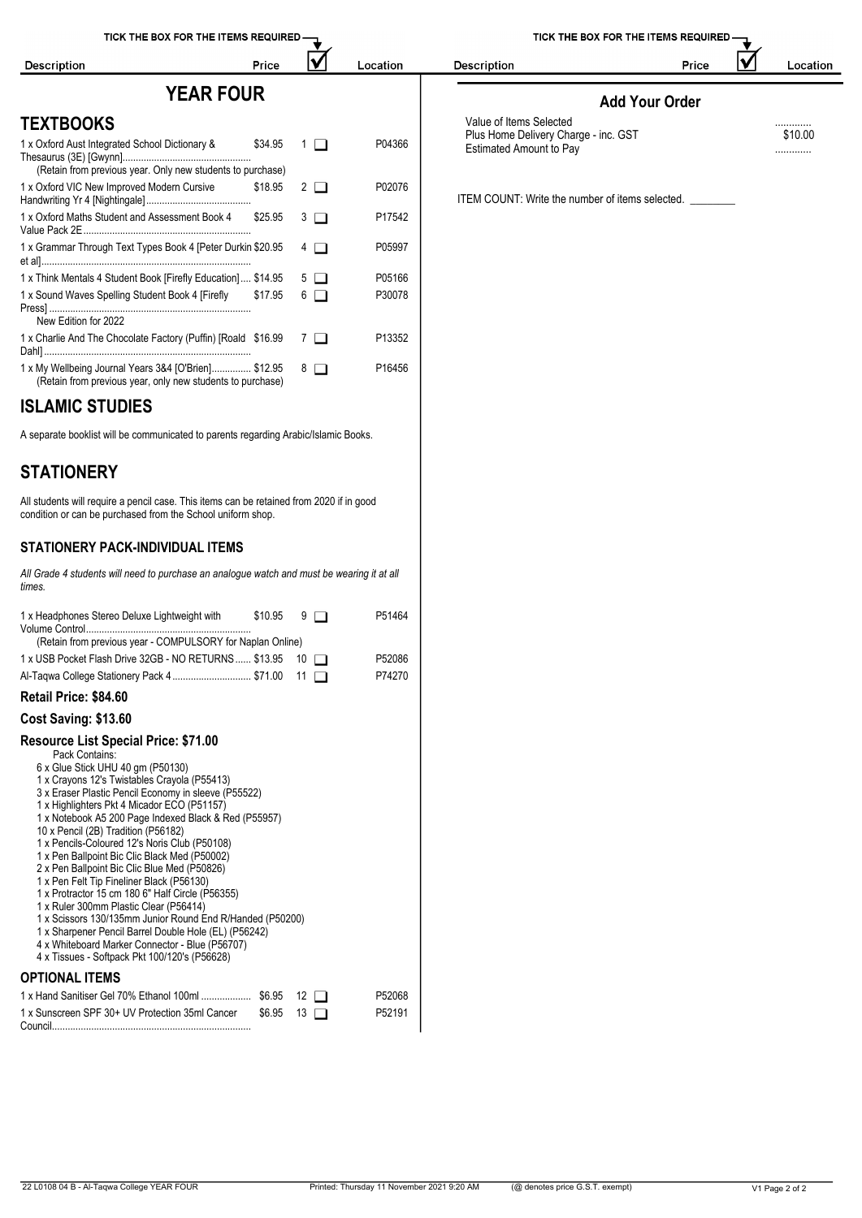TICK THE BOX FOR THE ITEMS REQUIRED

| Description | Price | ☑ | Location |
|---|---|---|---|

## YEAR FOUR

### TEXTBOOKS

| Description | Price | ☑ | Location |
|---|---|---|---|
| 1 x Oxford Aust Integrated School Dictionary & Thesaurus (3E) [Gwynn] (Retain from previous year. Only new students to purchase) | $34.95 | 1 ☐ | P04366 |
| 1 x Oxford VIC New Improved Modern Cursive Handwriting Yr 4 [Nightingale] | $18.95 | 2 ☐ | P02076 |
| 1 x Oxford Maths Student and Assessment Book 4 Value Pack 2E | $25.95 | 3 ☐ | P17542 |
| 1 x Grammar Through Text Types Book 4 [Peter Durkin et al] | $20.95 | 4 ☐ | P05997 |
| 1 x Think Mentals 4 Student Book [Firefly Education] | $14.95 | 5 ☐ | P05166 |
| 1 x Sound Waves Spelling Student Book 4 [Firefly Press] New Edition for 2022 | $17.95 | 6 ☐ | P30078 |
| 1 x Charlie And The Chocolate Factory (Puffin) [Roald Dahl] | $16.99 | 7 ☐ | P13352 |
| 1 x My Wellbeing Journal Years 3&4 [O'Brien] (Retain from previous year, only new students to purchase) | $12.95 | 8 ☐ | P16456 |

### ISLAMIC STUDIES

A separate booklist will be communicated to parents regarding Arabic/Islamic Books.

### STATIONERY

All students will require a pencil case. This items can be retained from 2020 if in good condition or can be purchased from the School uniform shop.

#### STATIONERY PACK-INDIVIDUAL ITEMS

*All Grade 4 students will need to purchase an analogue watch and must be wearing it at all times.*

| Description | Price | ☑ | Location |
|---|---|---|---|
| 1 x Headphones Stereo Deluxe Lightweight with Volume Control (Retain from previous year - COMPULSORY for Naplan Online) | $10.95 | 9 ☐ | P51464 |
| 1 x USB Pocket Flash Drive 32GB - NO RETURNS | $13.95 | 10 ☐ | P52086 |
| Al-Taqwa College Stationery Pack 4 | $71.00 | 11 ☐ | P74270 |

**Retail Price: $84.60**

**Cost Saving: $13.60**

**Resource List Special Price: $71.00**

Pack Contains:

- 6 x Glue Stick UHU 40 gm (P50130)
- 1 x Crayons 12's Twistables Crayola (P55413)
- 3 x Eraser Plastic Pencil Economy in sleeve (P55522)
- 1 x Highlighters Pkt 4 Micador ECO (P51157)
- 1 x Notebook A5 200 Page Indexed Black & Red (P55957)
- 10 x Pencil (2B) Tradition (P56182)
- 1 x Pencils-Coloured 12's Noris Club (P50108)
- 1 x Pen Ballpoint Bic Clic Black Med (P50002)
- 2 x Pen Ballpoint Bic Clic Blue Med (P50826)
- 1 x Pen Felt Tip Fineliner Black (P56130)
- 1 x Protractor 15 cm 180 6" Half Circle (P56355)
- 1 x Ruler 300mm Plastic Clear (P56414)
- 1 x Scissors 130/135mm Junior Round End R/Handed (P50200)
- 1 x Sharpener Pencil Barrel Double Hole (EL) (P56242)
- 4 x Whiteboard Marker Connector - Blue (P56707)
- 4 x Tissues - Softpack Pkt 100/120's (P56628)

#### OPTIONAL ITEMS

| Description | Price | ☑ | Location |
|---|---|---|---|
| 1 x Hand Sanitiser Gel 70% Ethanol 100ml | $6.95 | 12 ☐ | P52068 |
| 1 x Sunscreen SPF 30+ UV Protection 35ml Cancer Council | $6.95 | 13 ☐ | P52191 |

### Add Your Order

| | |
|---|---|
| Value of Items Selected | ............ |
| Plus Home Delivery Charge - inc. GST | $10.00 |
| Estimated Amount to Pay | ............ |

ITEM COUNT: Write the number of items selected. ________

22 L0108 04 B - Al-Taqwa College YEAR FOUR | Printed: Thursday 11 November 2021 9:20 AM | (@ denotes price G.S.T. exempt)